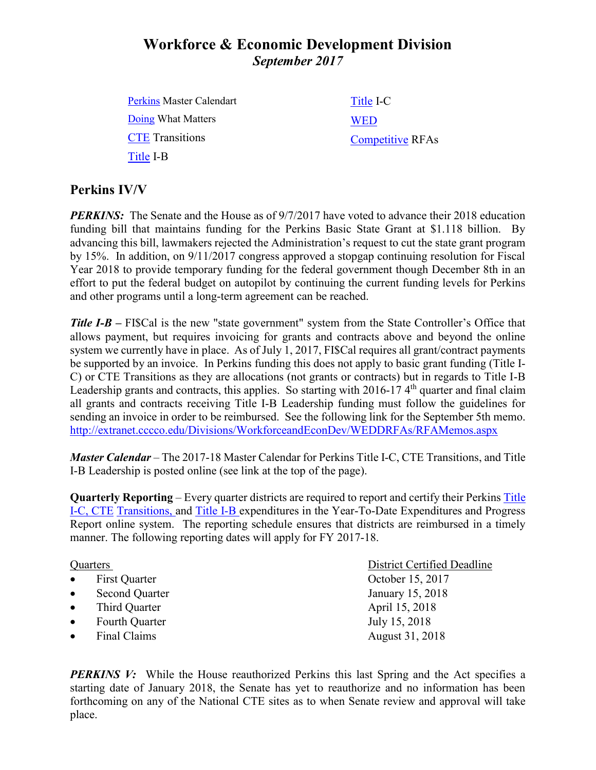# Workforce & Economic Development Division
## *September 2017*

[Perkins](#) Master Calendart
[Doing](#) What Matters
[CTE](#) Transitions
[Title](#) I-B
[Title](#) I-C
[WED](#)
[Competitive](#) RFAs

## Perkins IV/V

***PERKINS:*** The Senate and the House as of 9/7/2017 have voted to advance their 2018 education funding bill that maintains funding for the Perkins Basic State Grant at $1.118 billion. By advancing this bill, lawmakers rejected the Administration's request to cut the state grant program by 15%. In addition, on 9/11/2017 congress approved a stopgap continuing resolution for Fiscal Year 2018 to provide temporary funding for the federal government though December 8th in an effort to put the federal budget on autopilot by continuing the current funding levels for Perkins and other programs until a long-term agreement can be reached.

***Title I-B*** – FI$Cal is the new "state government" system from the State Controller's Office that allows payment, but requires invoicing for grants and contracts above and beyond the online system we currently have in place. As of July 1, 2017, FI$Cal requires all grant/contract payments be supported by an invoice. In Perkins funding this does not apply to basic grant funding (Title I-C) or CTE Transitions as they are allocations (not grants or contracts) but in regards to Title I-B Leadership grants and contracts, this applies. So starting with 2016-17 4th quarter and final claim all grants and contracts receiving Title I-B Leadership funding must follow the guidelines for sending an invoice in order to be reimbursed. See the following link for the September 5th memo. http://extranet.cccco.edu/Divisions/WorkforceandEconDev/WEDDRFAs/RFAMemos.aspx

***Master Calendar*** – The 2017-18 Master Calendar for Perkins Title I-C, CTE Transitions, and Title I-B Leadership is posted online (see link at the top of the page).

**Quarterly Reporting** – Every quarter districts are required to report and certify their Perkins [Title I-C, CTE](#) [Transitions,](#) and [Title I-B](#) expenditures in the Year-To-Date Expenditures and Progress Report online system. The reporting schedule ensures that districts are reimbursed in a timely manner. The following reporting dates will apply for FY 2017-18.

| Quarters | District Certified Deadline |
|---|---|
| • First Quarter | October 15, 2017 |
| • Second Quarter | January 15, 2018 |
| • Third Quarter | April 15, 2018 |
| • Fourth Quarter | July 15, 2018 |
| • Final Claims | August 31, 2018 |

***PERKINS V:*** While the House reauthorized Perkins this last Spring and the Act specifies a starting date of January 2018, the Senate has yet to reauthorize and no information has been forthcoming on any of the National CTE sites as to when Senate review and approval will take place.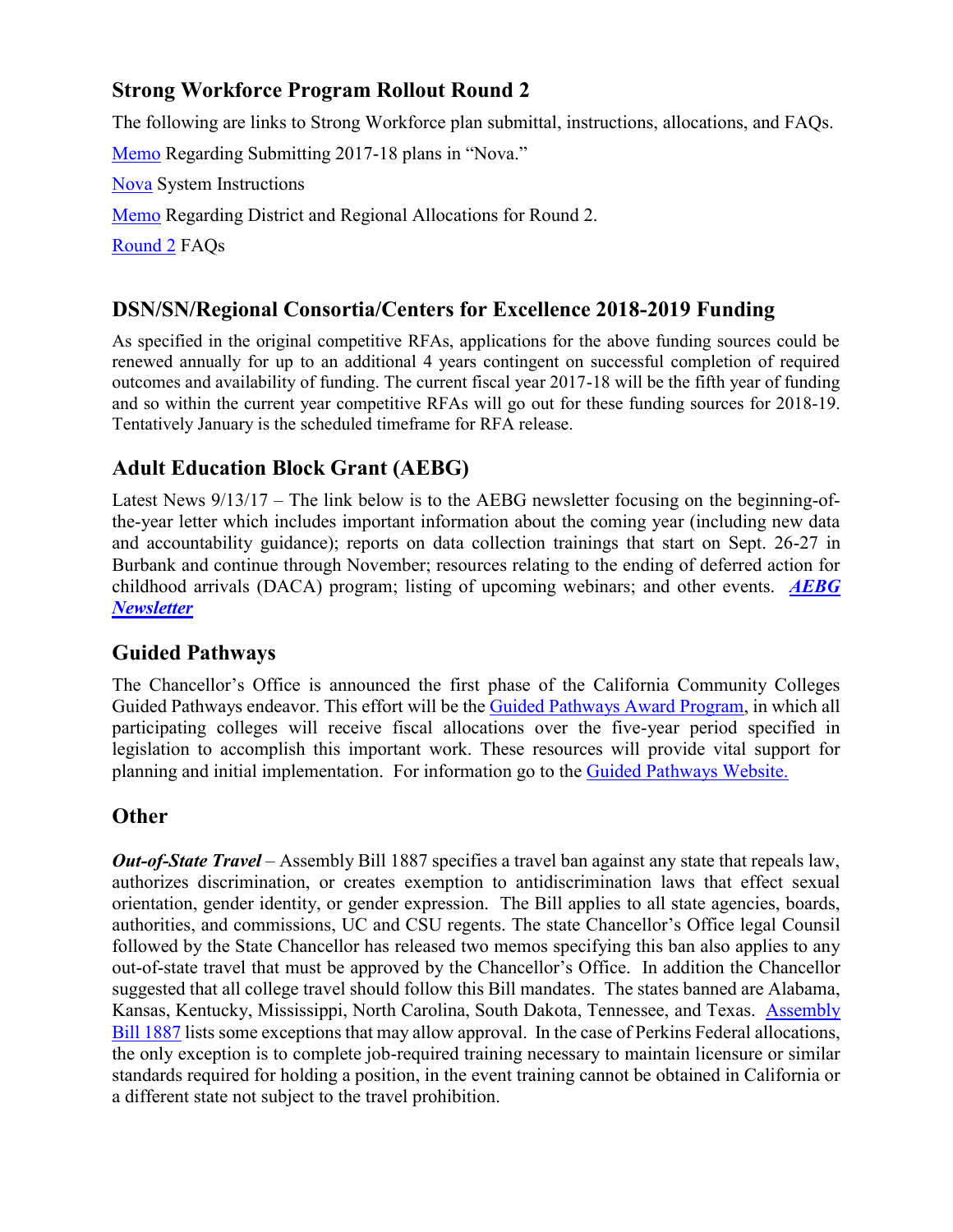## Strong Workforce Program Rollout Round 2

The following are links to Strong Workforce plan submittal, instructions, allocations, and FAQs.

Memo Regarding Submitting 2017-18 plans in "Nova."

Nova System Instructions

Memo Regarding District and Regional Allocations for Round 2.

Round 2 FAQs

## DSN/SN/Regional Consortia/Centers for Excellence 2018-2019 Funding

As specified in the original competitive RFAs, applications for the above funding sources could be renewed annually for up to an additional 4 years contingent on successful completion of required outcomes and availability of funding. The current fiscal year 2017-18 will be the fifth year of funding and so within the current year competitive RFAs will go out for these funding sources for 2018-19. Tentatively January is the scheduled timeframe for RFA release.

## Adult Education Block Grant (AEBG)

Latest News 9/13/17 – The link below is to the AEBG newsletter focusing on the beginning-of-the-year letter which includes important information about the coming year (including new data and accountability guidance); reports on data collection trainings that start on Sept. 26-27 in Burbank and continue through November; resources relating to the ending of deferred action for childhood arrivals (DACA) program; listing of upcoming webinars; and other events. ***AEBG Newsletter***

## Guided Pathways

The Chancellor's Office is announced the first phase of the California Community Colleges Guided Pathways endeavor. This effort will be the Guided Pathways Award Program, in which all participating colleges will receive fiscal allocations over the five-year period specified in legislation to accomplish this important work. These resources will provide vital support for planning and initial implementation. For information go to the Guided Pathways Website.

## Other

***Out-of-State Travel*** – Assembly Bill 1887 specifies a travel ban against any state that repeals law, authorizes discrimination, or creates exemption to antidiscrimination laws that effect sexual orientation, gender identity, or gender expression. The Bill applies to all state agencies, boards, authorities, and commissions, UC and CSU regents. The state Chancellor's Office legal Counsil followed by the State Chancellor has released two memos specifying this ban also applies to any out-of-state travel that must be approved by the Chancellor's Office. In addition the Chancellor suggested that all college travel should follow this Bill mandates. The states banned are Alabama, Kansas, Kentucky, Mississippi, North Carolina, South Dakota, Tennessee, and Texas. Assembly Bill 1887 lists some exceptions that may allow approval. In the case of Perkins Federal allocations, the only exception is to complete job-required training necessary to maintain licensure or similar standards required for holding a position, in the event training cannot be obtained in California or a different state not subject to the travel prohibition.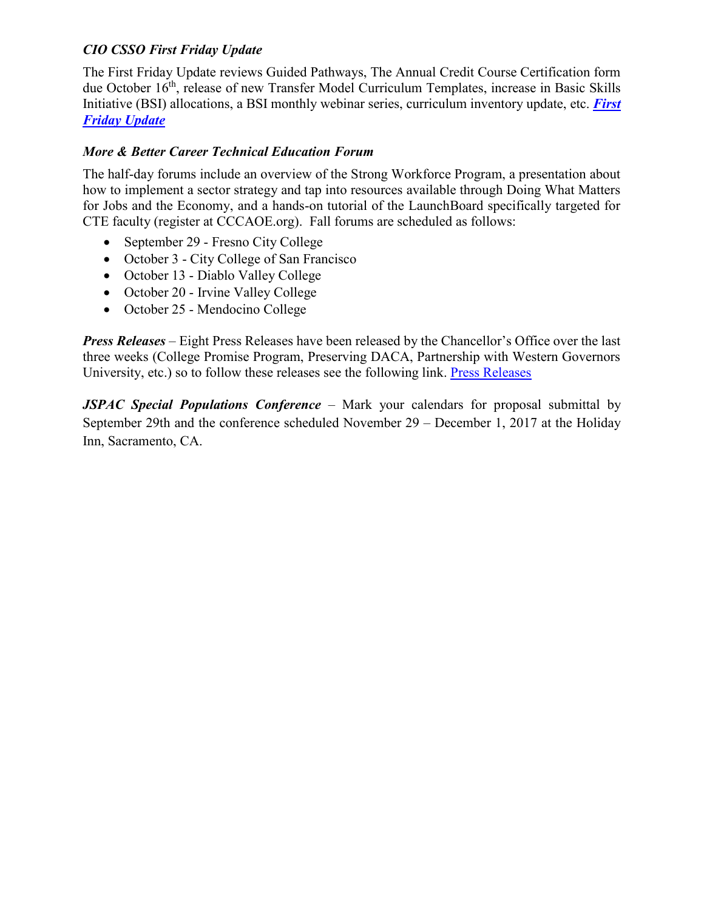***CIO CSSO First Friday Update***

The First Friday Update reviews Guided Pathways, The Annual Credit Course Certification form due October 16th, release of new Transfer Model Curriculum Templates, increase in Basic Skills Initiative (BSI) allocations, a BSI monthly webinar series, curriculum inventory update, etc. ***First Friday Update***

***More & Better Career Technical Education Forum***

The half-day forums include an overview of the Strong Workforce Program, a presentation about how to implement a sector strategy and tap into resources available through Doing What Matters for Jobs and the Economy, and a hands-on tutorial of the LaunchBoard specifically targeted for CTE faculty (register at CCCAOE.org). Fall forums are scheduled as follows:

- September 29 - Fresno City College
- October 3 - City College of San Francisco
- October 13 - Diablo Valley College
- October 20 - Irvine Valley College
- October 25 - Mendocino College

***Press Releases*** – Eight Press Releases have been released by the Chancellor's Office over the last three weeks (College Promise Program, Preserving DACA, Partnership with Western Governors University, etc.) so to follow these releases see the following link. Press Releases

***JSPAC Special Populations Conference*** – Mark your calendars for proposal submittal by September 29th and the conference scheduled November 29 – December 1, 2017 at the Holiday Inn, Sacramento, CA.